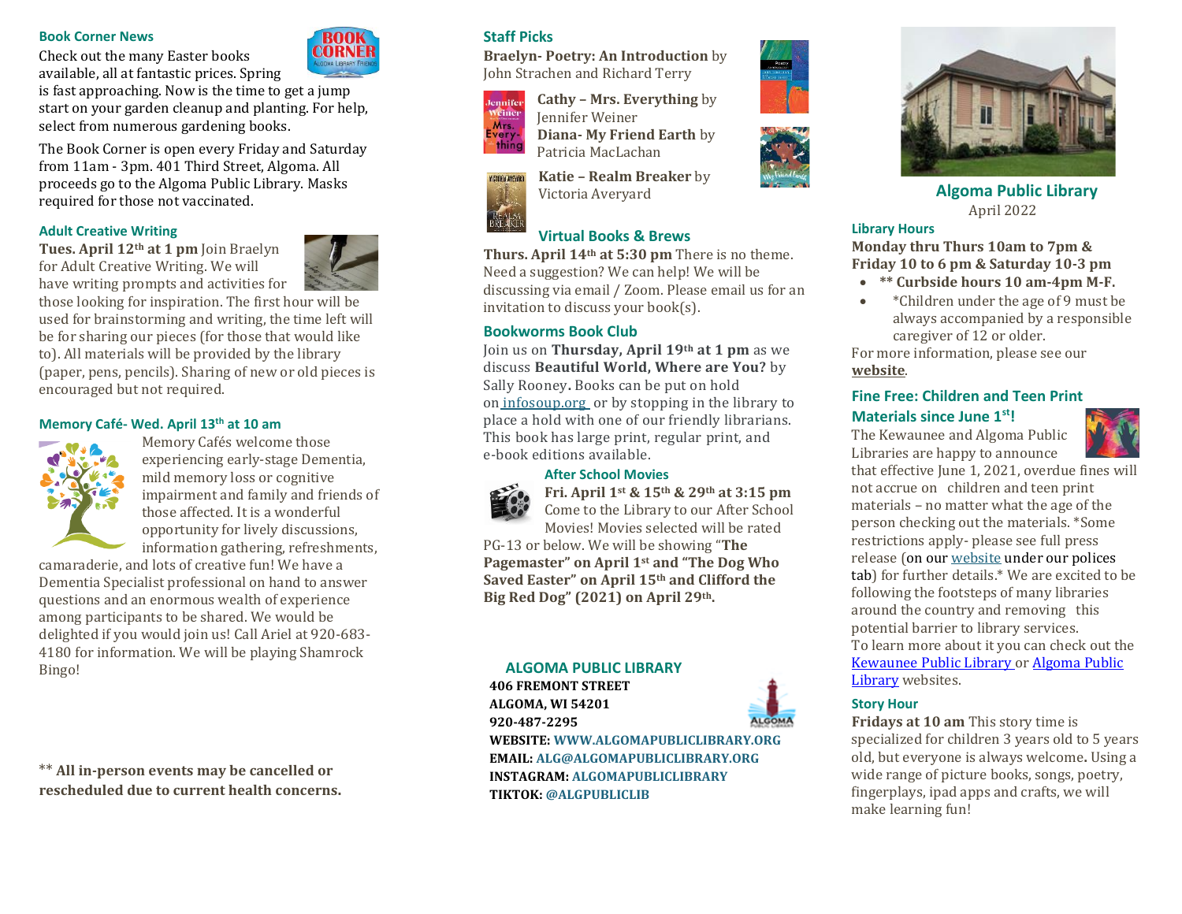## Book Corner News

Check out the many Easter books available, all at fantastic prices. Spring is fast approaching. Now is the time to get a jump start on your garden cleanup and planting. For help, select from numerous gardening books.

The Book Corner is open every Friday and Saturday from 11am - 3pm. 401 Third Street, Algoma. All proceeds go to the Algoma Public Library. Masks required for those not vaccinated.

## Adult Creative Writing

**Tues. April 12th at 1 pm** Join Braelyn for Adult Creative Writing. We will have writing prompts and activities for those looking for inspiration. The first hour will be used for brainstorming and writing, the time left will be for sharing our pieces (for those that would like to). All materials will be provided by the library (paper, pens, pencils). Sharing of new or old pieces is encouraged but not required.

## Memory Café- Wed. April 13th at 10 am

Memory Cafés welcome those experiencing early-stage Dementia, mild memory loss or cognitive impairment and family and friends of those affected. It is a wonderful opportunity for lively discussions, information gathering, refreshments, camaraderie, and lots of creative fun! We have a Dementia Specialist professional on hand to answer questions and an enormous wealth of experience among participants to be shared. We would be delighted if you would join us! Call Ariel at 920-683-4180 for information. We will be playing Shamrock Bingo!

** **All in-person events may be cancelled or rescheduled due to current health concerns.**

## Staff Picks

**Braelyn- Poetry: An Introduction** by John Strachen and Richard Terry

**Cathy – Mrs. Everything** by Jennifer Weiner

**Diana- My Friend Earth** by Patricia MacLachan

**Katie – Realm Breaker** by Victoria Averyard

## Virtual Books & Brews

**Thurs. April 14th at 5:30 pm** There is no theme. Need a suggestion? We can help! We will be discussing via email / Zoom. Please email us for an invitation to discuss your book(s).

## Bookworms Book Club

Join us on **Thursday, April 19th at 1 pm** as we discuss **Beautiful World, Where are You?** by Sally Rooney**.** Books can be put on hold on infosoup.org or by stopping in the library to place a hold with one of our friendly librarians. This book has large print, regular print, and e-book editions available.

## After School Movies

**Fri. April 1st & 15th & 29th at 3:15 pm** Come to the Library to our After School Movies! Movies selected will be rated PG-13 or below. We will be showing "**The Pagemaster" on April 1st and "The Dog Who Saved Easter" on April 15th and Clifford the Big Red Dog" (2021) on April 29th.**

## ALGOMA PUBLIC LIBRARY

**406 FREMONT STREET**
**ALGOMA, WI 54201**
**920-487-2295**
**WEBSITE: WWW.ALGOMAPUBLICLIBRARY.ORG**
**EMAIL: ALG@ALGOMAPUBLICLIBRARY.ORG**
**INSTAGRAM: ALGOMAPUBLICLIBRARY**
**TIKTOK: @ALGPUBLICLIB**

# Algoma Public Library

April 2022

## Library Hours

**Monday thru Thurs 10am to 7pm & Friday 10 to 6 pm & Saturday 10-3 pm**

- **** Curbside hours 10 am-4pm M-F.**
- *Children under the age of 9 must be always accompanied by a responsible caregiver of 12 or older.

For more information, please see our **website**.

## Fine Free: Children and Teen Print Materials since June 1st!

The Kewaunee and Algoma Public Libraries are happy to announce that effective June 1, 2021, overdue fines will not accrue on children and teen print materials – no matter what the age of the person checking out the materials. *Some restrictions apply- please see full press release (on our website under our polices tab) for further details.* We are excited to be following the footsteps of many libraries around the country and removing this potential barrier to library services.

To learn more about it you can check out the Kewaunee Public Library or Algoma Public Library websites.

## Story Hour

**Fridays at 10 am** This story time is specialized for children 3 years old to 5 years old, but everyone is always welcome**.** Using a wide range of picture books, songs, poetry, fingerplays, ipad apps and crafts, we will make learning fun!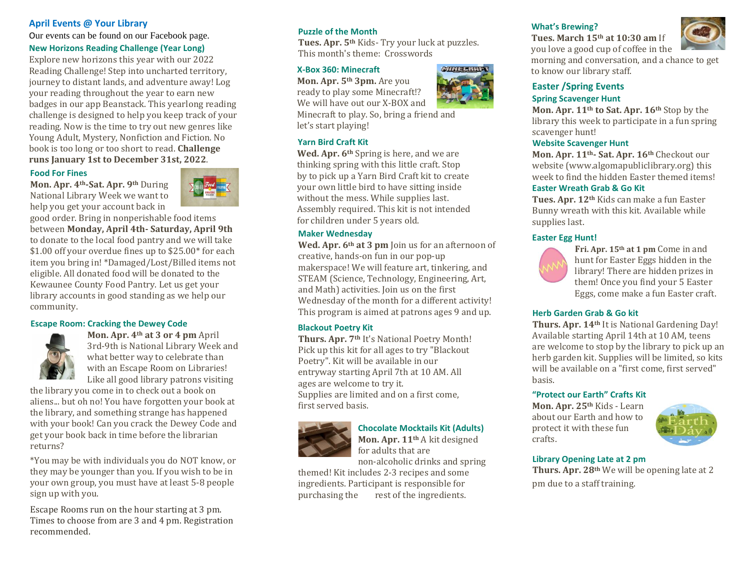## April Events @ Your Library

Our events can be found on our Facebook page.

### New Horizons Reading Challenge (Year Long)

Explore new horizons this year with our 2022 Reading Challenge! Step into uncharted territory, journey to distant lands, and adventure away! Log your reading throughout the year to earn new badges in our app Beanstack. This yearlong reading challenge is designed to help you keep track of your reading. Now is the time to try out new genres like Young Adult, Mystery, Nonfiction and Fiction. No book is too long or too short to read. **Challenge runs January 1st to December 31st, 2022**.

### Food For Fines

**Mon. Apr. 4th-Sat. Apr. 9th** During National Library Week we want to help you get your account back in good order. Bring in nonperishable food items between **Monday, April 4th- Saturday, April 9th** to donate to the local food pantry and we will take $1.00 off your overdue fines up to $25.00* for each item you bring in! *Damaged/Lost/Billed items not eligible. All donated food will be donated to the Kewaunee County Food Pantry. Let us get your library accounts in good standing as we help our community.

### Escape Room: Cracking the Dewey Code

**Mon. Apr. 4th at 3 or 4 pm** April 3rd-9th is National Library Week and what better way to celebrate than with an Escape Room on Libraries! Like all good library patrons visiting the library you come in to check out a book on aliens... but oh no! You have forgotten your book at the library, and something strange has happened with your book! Can you crack the Dewey Code and get your book back in time before the librarian returns?

*You may be with individuals you do NOT know, or they may be younger than you. If you wish to be in your own group, you must have at least 5-8 people sign up with you.

Escape Rooms run on the hour starting at 3 pm. Times to choose from are 3 and 4 pm. Registration recommended.

### Puzzle of the Month

**Tues. Apr. 5th** Kids- Try your luck at puzzles. This month's theme: Crosswords

### X-Box 360: Minecraft

**Mon. Apr. 5th 3pm.** Are you ready to play some Minecraft!? We will have out our X-BOX and Minecraft to play. So, bring a friend and let's start playing!

### Yarn Bird Craft Kit

**Wed. Apr. 6th** Spring is here, and we are thinking spring with this little craft. Stop by to pick up a Yarn Bird Craft kit to create your own little bird to have sitting inside without the mess. While supplies last. Assembly required. This kit is not intended for children under 5 years old.

### Maker Wednesday

**Wed. Apr. 6th at 3 pm** Join us for an afternoon of creative, hands-on fun in our pop-up makerspace! We will feature art, tinkering, and STEAM (Science, Technology, Engineering, Art, and Math) activities. Join us on the first Wednesday of the month for a different activity! This program is aimed at patrons ages 9 and up.

### Blackout Poetry Kit

**Thurs. Apr. 7th** It's National Poetry Month! Pick up this kit for all ages to try "Blackout Poetry". Kit will be available in our entryway starting April 7th at 10 AM. All ages are welcome to try it.
Supplies are limited and on a first come, first served basis.

### Chocolate Mocktails Kit (Adults)

**Mon. Apr. 11th** A kit designed for adults that are non-alcoholic drinks and spring themed! Kit includes 2-3 recipes and some ingredients. Participant is responsible for purchasing the rest of the ingredients.

### What's Brewing?

**Tues. March 15th at 10:30 am** If you love a good cup of coffee in the morning and conversation, and a chance to get to know our library staff.

## Easter /Spring Events

### Spring Scavenger Hunt

**Mon. Apr. 11th to Sat. Apr. 16th** Stop by the library this week to participate in a fun spring scavenger hunt!

### Website Scavenger Hunt

**Mon. Apr. 11th- Sat. Apr. 16th** Checkout our website (www.algomapubliclibrary.org) this week to find the hidden Easter themed items!

### Easter Wreath Grab & Go Kit

**Tues. Apr. 12th** Kids can make a fun Easter Bunny wreath with this kit. Available while supplies last.

### Easter Egg Hunt!

**Fri. Apr. 15th at 1 pm** Come in and hunt for Easter Eggs hidden in the library! There are hidden prizes in them! Once you find your 5 Easter Eggs, come make a fun Easter craft.

### Herb Garden Grab & Go kit

**Thurs. Apr. 14th** It is National Gardening Day! Available starting April 14th at 10 AM, teens are welcome to stop by the library to pick up an herb garden kit. Supplies will be limited, so kits will be available on a "first come, first served" basis.

### "Protect our Earth" Crafts Kit

**Mon. Apr. 25th** Kids - Learn about our Earth and how to protect it with these fun crafts.

### Library Opening Late at 2 pm

**Thurs. Apr. 28th** We will be opening late at 2 pm due to a staff training.